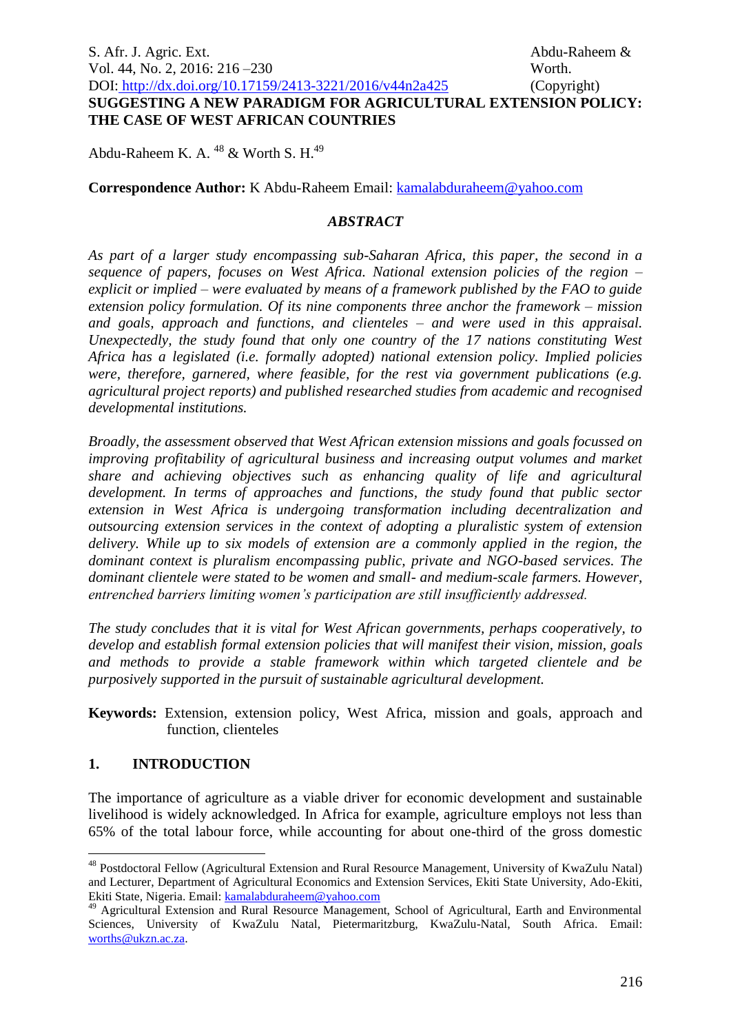# SUGGESTING A NEW PARADIGM FOR AGRICULTURAL EXTENSION POLICY: THE CASE OF WEST AFRICAN COUNTRIES

Abdu-Raheem K. A. [48] & Worth S. H.[49]

**Correspondence Author:** K Abdu-Raheem Email: kamalabduraheem@yahoo.com

## *ABSTRACT*

*As part of a larger study encompassing sub-Saharan Africa, this paper, the second in a sequence of papers, focuses on West Africa. National extension policies of the region – explicit or implied – were evaluated by means of a framework published by the FAO to guide extension policy formulation. Of its nine components three anchor the framework – mission and goals, approach and functions, and clienteles – and were used in this appraisal. Unexpectedly, the study found that only one country of the 17 nations constituting West Africa has a legislated (i.e. formally adopted) national extension policy. Implied policies were, therefore, garnered, where feasible, for the rest via government publications (e.g. agricultural project reports) and published researched studies from academic and recognised developmental institutions.*

*Broadly, the assessment observed that West African extension missions and goals focussed on improving profitability of agricultural business and increasing output volumes and market share and achieving objectives such as enhancing quality of life and agricultural development. In terms of approaches and functions, the study found that public sector extension in West Africa is undergoing transformation including decentralization and outsourcing extension services in the context of adopting a pluralistic system of extension delivery. While up to six models of extension are a commonly applied in the region, the dominant context is pluralism encompassing public, private and NGO-based services. The dominant clientele were stated to be women and small- and medium-scale farmers. However, entrenched barriers limiting women's participation are still insufficiently addressed.*

*The study concludes that it is vital for West African governments, perhaps cooperatively, to develop and establish formal extension policies that will manifest their vision, mission, goals and methods to provide a stable framework within which targeted clientele and be purposively supported in the pursuit of sustainable agricultural development.*

**Keywords:** Extension, extension policy, West Africa, mission and goals, approach and function, clienteles

## 1. INTRODUCTION

The importance of agriculture as a viable driver for economic development and sustainable livelihood is widely acknowledged. In Africa for example, agriculture employs not less than 65% of the total labour force, while accounting for about one-third of the gross domestic

---

[48] Postdoctoral Fellow (Agricultural Extension and Rural Resource Management, University of KwaZulu Natal) and Lecturer, Department of Agricultural Economics and Extension Services, Ekiti State University, Ado-Ekiti, Ekiti State, Nigeria. Email: kamalabduraheem@yahoo.com

[49] Agricultural Extension and Rural Resource Management, School of Agricultural, Earth and Environmental Sciences, University of KwaZulu Natal, Pietermaritzburg, KwaZulu-Natal, South Africa. Email: worths@ukzn.ac.za.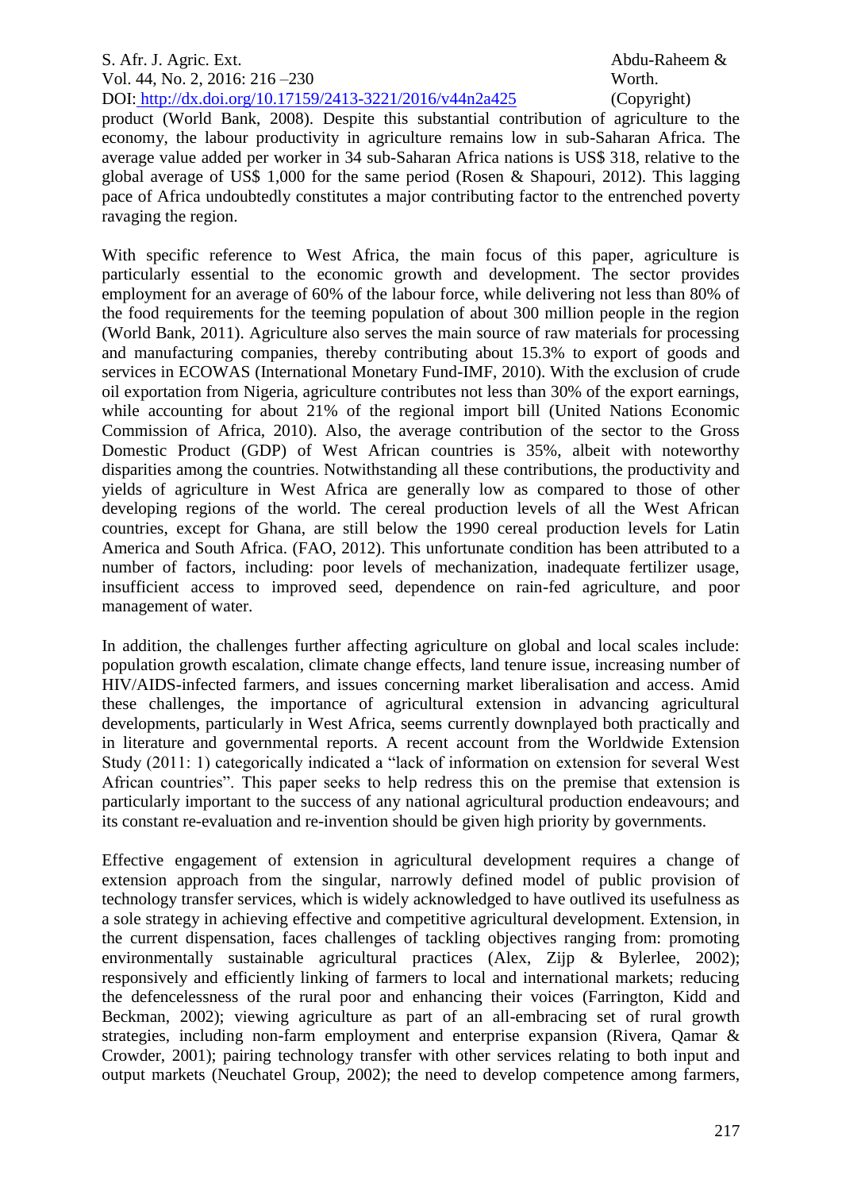product (World Bank, 2008). Despite this substantial contribution of agriculture to the economy, the labour productivity in agriculture remains low in sub-Saharan Africa. The average value added per worker in 34 sub-Saharan Africa nations is US$ 318, relative to the global average of US$ 1,000 for the same period (Rosen & Shapouri, 2012). This lagging pace of Africa undoubtedly constitutes a major contributing factor to the entrenched poverty ravaging the region.

With specific reference to West Africa, the main focus of this paper, agriculture is particularly essential to the economic growth and development. The sector provides employment for an average of 60% of the labour force, while delivering not less than 80% of the food requirements for the teeming population of about 300 million people in the region (World Bank, 2011). Agriculture also serves the main source of raw materials for processing and manufacturing companies, thereby contributing about 15.3% to export of goods and services in ECOWAS (International Monetary Fund-IMF, 2010). With the exclusion of crude oil exportation from Nigeria, agriculture contributes not less than 30% of the export earnings, while accounting for about 21% of the regional import bill (United Nations Economic Commission of Africa, 2010). Also, the average contribution of the sector to the Gross Domestic Product (GDP) of West African countries is 35%, albeit with noteworthy disparities among the countries. Notwithstanding all these contributions, the productivity and yields of agriculture in West Africa are generally low as compared to those of other developing regions of the world. The cereal production levels of all the West African countries, except for Ghana, are still below the 1990 cereal production levels for Latin America and South Africa. (FAO, 2012). This unfortunate condition has been attributed to a number of factors, including: poor levels of mechanization, inadequate fertilizer usage, insufficient access to improved seed, dependence on rain-fed agriculture, and poor management of water.

In addition, the challenges further affecting agriculture on global and local scales include: population growth escalation, climate change effects, land tenure issue, increasing number of HIV/AIDS-infected farmers, and issues concerning market liberalisation and access. Amid these challenges, the importance of agricultural extension in advancing agricultural developments, particularly in West Africa, seems currently downplayed both practically and in literature and governmental reports. A recent account from the Worldwide Extension Study (2011: 1) categorically indicated a "lack of information on extension for several West African countries". This paper seeks to help redress this on the premise that extension is particularly important to the success of any national agricultural production endeavours; and its constant re-evaluation and re-invention should be given high priority by governments.

Effective engagement of extension in agricultural development requires a change of extension approach from the singular, narrowly defined model of public provision of technology transfer services, which is widely acknowledged to have outlived its usefulness as a sole strategy in achieving effective and competitive agricultural development. Extension, in the current dispensation, faces challenges of tackling objectives ranging from: promoting environmentally sustainable agricultural practices (Alex, Zijp & Bylerlee, 2002); responsively and efficiently linking of farmers to local and international markets; reducing the defencelessness of the rural poor and enhancing their voices (Farrington, Kidd and Beckman, 2002); viewing agriculture as part of an all-embracing set of rural growth strategies, including non-farm employment and enterprise expansion (Rivera, Qamar & Crowder, 2001); pairing technology transfer with other services relating to both input and output markets (Neuchatel Group, 2002); the need to develop competence among farmers,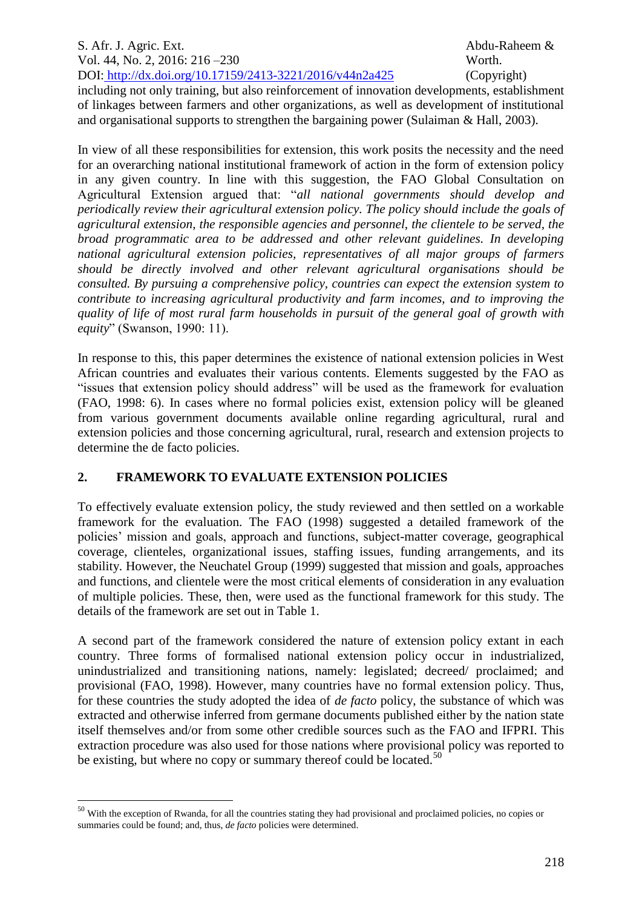including not only training, but also reinforcement of innovation developments, establishment of linkages between farmers and other organizations, as well as development of institutional and organisational supports to strengthen the bargaining power (Sulaiman & Hall, 2003).

In view of all these responsibilities for extension, this work posits the necessity and the need for an overarching national institutional framework of action in the form of extension policy in any given country. In line with this suggestion, the FAO Global Consultation on Agricultural Extension argued that: "*all national governments should develop and periodically review their agricultural extension policy. The policy should include the goals of agricultural extension, the responsible agencies and personnel, the clientele to be served, the broad programmatic area to be addressed and other relevant guidelines. In developing national agricultural extension policies, representatives of all major groups of farmers should be directly involved and other relevant agricultural organisations should be consulted. By pursuing a comprehensive policy, countries can expect the extension system to contribute to increasing agricultural productivity and farm incomes, and to improving the quality of life of most rural farm households in pursuit of the general goal of growth with equity*" (Swanson, 1990: 11).

In response to this, this paper determines the existence of national extension policies in West African countries and evaluates their various contents. Elements suggested by the FAO as "issues that extension policy should address" will be used as the framework for evaluation (FAO, 1998: 6). In cases where no formal policies exist, extension policy will be gleaned from various government documents available online regarding agricultural, rural and extension policies and those concerning agricultural, rural, research and extension projects to determine the de facto policies.

## 2. FRAMEWORK TO EVALUATE EXTENSION POLICIES

To effectively evaluate extension policy, the study reviewed and then settled on a workable framework for the evaluation. The FAO (1998) suggested a detailed framework of the policies' mission and goals, approach and functions, subject-matter coverage, geographical coverage, clienteles, organizational issues, staffing issues, funding arrangements, and its stability. However, the Neuchatel Group (1999) suggested that mission and goals, approaches and functions, and clientele were the most critical elements of consideration in any evaluation of multiple policies. These, then, were used as the functional framework for this study. The details of the framework are set out in Table 1.

A second part of the framework considered the nature of extension policy extant in each country. Three forms of formalised national extension policy occur in industrialized, unindustrialized and transitioning nations, namely: legislated; decreed/ proclaimed; and provisional (FAO, 1998). However, many countries have no formal extension policy. Thus, for these countries the study adopted the idea of *de facto* policy, the substance of which was extracted and otherwise inferred from germane documents published either by the nation state itself themselves and/or from some other credible sources such as the FAO and IFPRI. This extraction procedure was also used for those nations where provisional policy was reported to be existing, but where no copy or summary thereof could be located.[50]

[50] With the exception of Rwanda, for all the countries stating they had provisional and proclaimed policies, no copies or summaries could be found; and, thus, *de facto* policies were determined.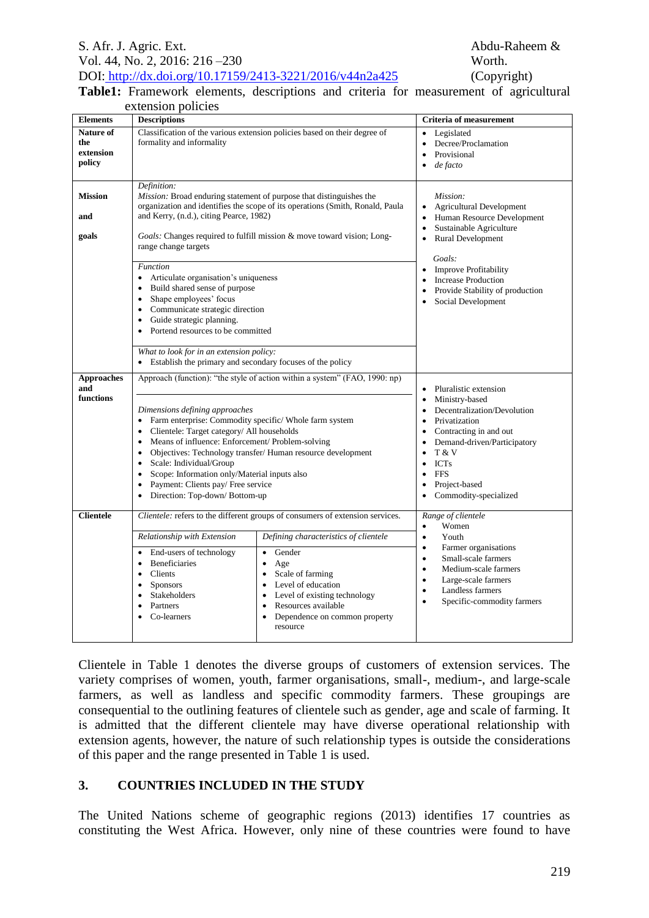**Table1:** Framework elements, descriptions and criteria for measurement of agricultural extension policies

| Elements | Descriptions | | Criteria of measurement |
|---|---|---|---|
| **Nature of the extension policy** | Classification of the various extension policies based on their degree of formality and informality | | • Legislated<br>• Decree/Proclamation<br>• Provisional<br>• *de facto* |
| **Mission and goals** | *Definition:*<br>*Mission:* Broad enduring statement of purpose that distinguishes the organization and identifies the scope of its operations (Smith, Ronald, Paula and Kerry, (n.d.), citing Pearce, 1982)<br><br>*Goals:* Changes required to fulfill mission & move toward vision; Long-range change targets<br><br>*Function*<br>• Articulate organisation's uniqueness<br>• Build shared sense of purpose<br>• Shape employees' focus<br>• Communicate strategic direction<br>• Guide strategic planning.<br>• Portend resources to be committed<br><br>*What to look for in an extension policy:*<br>• Establish the primary and secondary focuses of the policy | | *Mission:*<br>• Agricultural Development<br>• Human Resource Development<br>• Sustainable Agriculture<br>• Rural Development<br><br>*Goals:*<br>• Improve Profitability<br>• Increase Production<br>• Provide Stability of production<br>• Social Development |
| **Approaches and functions** | Approach (function): "the style of action within a system" (FAO, 1990: np)<br><br>*Dimensions defining approaches*<br>• Farm enterprise: Commodity specific/ Whole farm system<br>• Clientele: Target category/ All households<br>• Means of influence: Enforcement/ Problem-solving<br>• Objectives: Technology transfer/ Human resource development<br>• Scale: Individual/Group<br>• Scope: Information only/Material inputs also<br>• Payment: Clients pay/ Free service<br>• Direction: Top-down/ Bottom-up | | • Pluralistic extension<br>• Ministry-based<br>• Decentralization/Devolution<br>• Privatization<br>• Contracting in and out<br>• Demand-driven/Participatory<br>• T & V<br>• ICTs<br>• FFS<br>• Project-based<br>• Commodity-specialized |
| **Clientele** | *Clientele:* refers to the different groups of consumers of extension services. | | *Range of clientele*<br>• Women<br>• Youth<br>• Farmer organisations<br>• Small-scale farmers<br>• Medium-scale farmers<br>• Large-scale farmers<br>• Landless farmers<br>• Specific-commodity farmers |
| | *Relationship with Extension* | *Defining characteristics of clientele* | |
| | • End-users of technology<br>• Beneficiaries<br>• Clients<br>• Sponsors<br>• Stakeholders<br>• Partners<br>• Co-learners | • Gender<br>• Age<br>• Scale of farming<br>• Level of education<br>• Level of existing technology<br>• Resources available<br>• Dependence on common property resource | |

Clientele in Table 1 denotes the diverse groups of customers of extension services. The variety comprises of women, youth, farmer organisations, small-, medium-, and large-scale farmers, as well as landless and specific commodity farmers. These groupings are consequential to the outlining features of clientele such as gender, age and scale of farming. It is admitted that the different clientele may have diverse operational relationship with extension agents, however, the nature of such relationship types is outside the considerations of this paper and the range presented in Table 1 is used.

## 3. COUNTRIES INCLUDED IN THE STUDY

The United Nations scheme of geographic regions (2013) identifies 17 countries as constituting the West Africa. However, only nine of these countries were found to have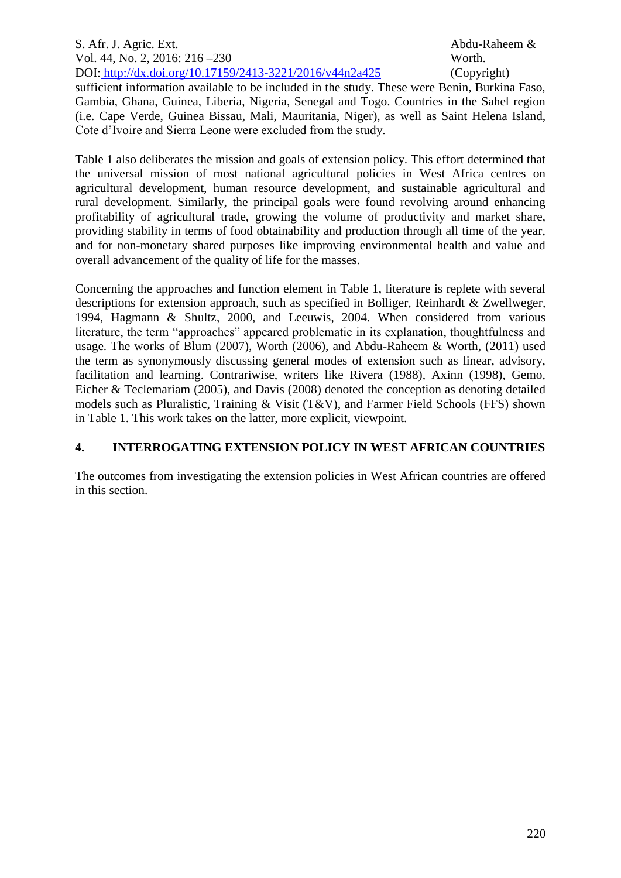sufficient information available to be included in the study. These were Benin, Burkina Faso, Gambia, Ghana, Guinea, Liberia, Nigeria, Senegal and Togo. Countries in the Sahel region (i.e. Cape Verde, Guinea Bissau, Mali, Mauritania, Niger), as well as Saint Helena Island, Cote d'Ivoire and Sierra Leone were excluded from the study.

Table 1 also deliberates the mission and goals of extension policy. This effort determined that the universal mission of most national agricultural policies in West Africa centres on agricultural development, human resource development, and sustainable agricultural and rural development. Similarly, the principal goals were found revolving around enhancing profitability of agricultural trade, growing the volume of productivity and market share, providing stability in terms of food obtainability and production through all time of the year, and for non-monetary shared purposes like improving environmental health and value and overall advancement of the quality of life for the masses.

Concerning the approaches and function element in Table 1, literature is replete with several descriptions for extension approach, such as specified in Bolliger, Reinhardt & Zwellweger, 1994, Hagmann & Shultz, 2000, and Leeuwis, 2004. When considered from various literature, the term "approaches" appeared problematic in its explanation, thoughtfulness and usage. The works of Blum (2007), Worth (2006), and Abdu-Raheem & Worth, (2011) used the term as synonymously discussing general modes of extension such as linear, advisory, facilitation and learning. Contrariwise, writers like Rivera (1988), Axinn (1998), Gemo, Eicher & Teclemariam (2005), and Davis (2008) denoted the conception as denoting detailed models such as Pluralistic, Training & Visit (T&V), and Farmer Field Schools (FFS) shown in Table 1. This work takes on the latter, more explicit, viewpoint.

## 4. INTERROGATING EXTENSION POLICY IN WEST AFRICAN COUNTRIES

The outcomes from investigating the extension policies in West African countries are offered in this section.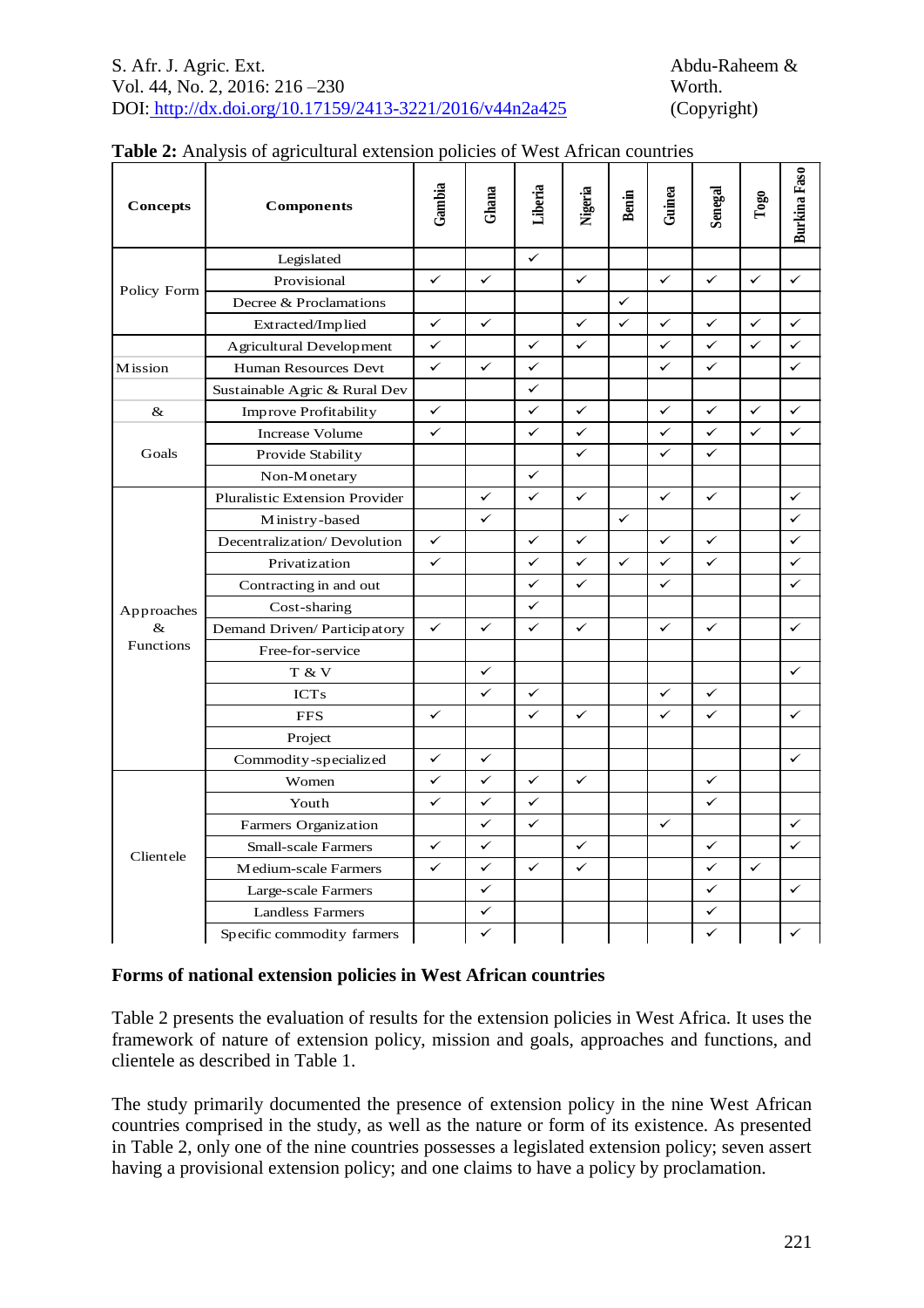**Table 2:** Analysis of agricultural extension policies of West African countries

| Concepts | Components | Gambia | Ghana | Liberia | Nigeria | Benin | Guinea | Senegal | Togo | Burkina Faso |
|---|---|---|---|---|---|---|---|---|---|---|
| Policy Form | Legislated | | | ✓ | | | | | | |
| | Provisional | ✓ | ✓ | | ✓ | | ✓ | ✓ | ✓ | ✓ |
| | Decree & Proclamations | | | | | ✓ | | | | |
| | Extracted/Implied | ✓ | ✓ | | ✓ | ✓ | ✓ | ✓ | ✓ | ✓ |
| Mission & Goals | Agricultural Development | ✓ | | ✓ | ✓ | | ✓ | ✓ | ✓ | ✓ |
| | Human Resources Devt | ✓ | ✓ | ✓ | | | ✓ | ✓ | | ✓ |
| | Sustainable Agric & Rural Dev | | | ✓ | | | | | | |
| | Improve Profitability | ✓ | | ✓ | ✓ | | ✓ | ✓ | ✓ | ✓ |
| | Increase Volume | ✓ | | ✓ | ✓ | | ✓ | ✓ | ✓ | ✓ |
| | Provide Stability | | | | ✓ | | ✓ | ✓ | | |
| | Non-Monetary | | | ✓ | | | | | | |
| Approaches & Functions | Pluralistic Extension Provider | | ✓ | ✓ | ✓ | | ✓ | ✓ | | ✓ |
| | Ministry-based | | ✓ | | | ✓ | | | | ✓ |
| | Decentralization/ Devolution | ✓ | | ✓ | ✓ | | ✓ | ✓ | | ✓ |
| | Privatization | ✓ | | ✓ | ✓ | ✓ | ✓ | ✓ | | ✓ |
| | Contracting in and out | | | ✓ | ✓ | | ✓ | | | ✓ |
| | Cost-sharing | | | ✓ | | | | | | |
| | Demand Driven/ Participatory | ✓ | ✓ | ✓ | ✓ | | ✓ | ✓ | | ✓ |
| | Free-for-service | | | | | | | | | |
| | T & V | | ✓ | | | | | | | ✓ |
| | ICTs | | ✓ | ✓ | | | ✓ | ✓ | | |
| | FFS | ✓ | | ✓ | ✓ | | ✓ | ✓ | | ✓ |
| | Project | | | | | | | | | |
| | Commodity-specialized | ✓ | ✓ | | | | | | | ✓ |
| Clientele | Women | ✓ | ✓ | ✓ | ✓ | | | ✓ | | |
| | Youth | ✓ | ✓ | ✓ | | | | ✓ | | |
| | Farmers Organization | | ✓ | ✓ | | | ✓ | | | ✓ |
| | Small-scale Farmers | ✓ | ✓ | | ✓ | | | ✓ | | ✓ |
| | Medium-scale Farmers | ✓ | ✓ | ✓ | ✓ | | | ✓ | ✓ | |
| | Large-scale Farmers | | ✓ | | | | | ✓ | | ✓ |
| | Landless Farmers | | ✓ | | | | | ✓ | | |
| | Specific commodity farmers | | ✓ | | | | | ✓ | | ✓ |

**Forms of national extension policies in West African countries**

Table 2 presents the evaluation of results for the extension policies in West Africa. It uses the framework of nature of extension policy, mission and goals, approaches and functions, and clientele as described in Table 1.

The study primarily documented the presence of extension policy in the nine West African countries comprised in the study, as well as the nature or form of its existence. As presented in Table 2, only one of the nine countries possesses a legislated extension policy; seven assert having a provisional extension policy; and one claims to have a policy by proclamation.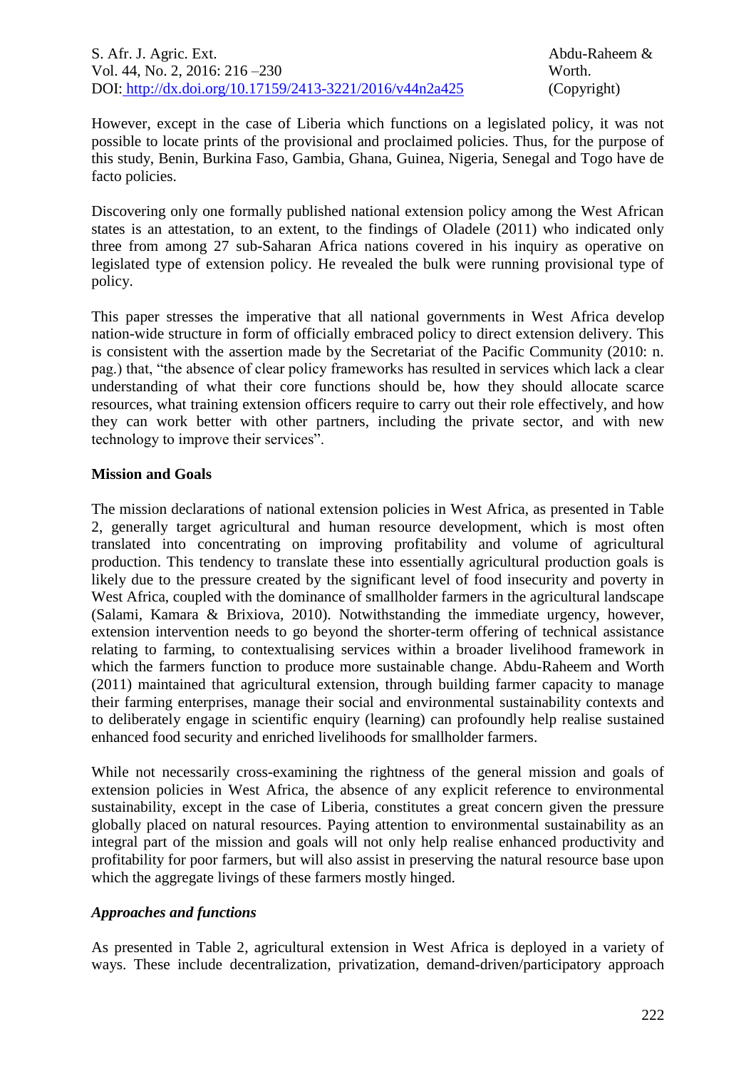However, except in the case of Liberia which functions on a legislated policy, it was not possible to locate prints of the provisional and proclaimed policies. Thus, for the purpose of this study, Benin, Burkina Faso, Gambia, Ghana, Guinea, Nigeria, Senegal and Togo have de facto policies.

Discovering only one formally published national extension policy among the West African states is an attestation, to an extent, to the findings of Oladele (2011) who indicated only three from among 27 sub-Saharan Africa nations covered in his inquiry as operative on legislated type of extension policy. He revealed the bulk were running provisional type of policy.

This paper stresses the imperative that all national governments in West Africa develop nation-wide structure in form of officially embraced policy to direct extension delivery. This is consistent with the assertion made by the Secretariat of the Pacific Community (2010: n. pag.) that, "the absence of clear policy frameworks has resulted in services which lack a clear understanding of what their core functions should be, how they should allocate scarce resources, what training extension officers require to carry out their role effectively, and how they can work better with other partners, including the private sector, and with new technology to improve their services".

**Mission and Goals**

The mission declarations of national extension policies in West Africa, as presented in Table 2, generally target agricultural and human resource development, which is most often translated into concentrating on improving profitability and volume of agricultural production. This tendency to translate these into essentially agricultural production goals is likely due to the pressure created by the significant level of food insecurity and poverty in West Africa, coupled with the dominance of smallholder farmers in the agricultural landscape (Salami, Kamara & Brixiova, 2010). Notwithstanding the immediate urgency, however, extension intervention needs to go beyond the shorter-term offering of technical assistance relating to farming, to contextualising services within a broader livelihood framework in which the farmers function to produce more sustainable change. Abdu-Raheem and Worth (2011) maintained that agricultural extension, through building farmer capacity to manage their farming enterprises, manage their social and environmental sustainability contexts and to deliberately engage in scientific enquiry (learning) can profoundly help realise sustained enhanced food security and enriched livelihoods for smallholder farmers.

While not necessarily cross-examining the rightness of the general mission and goals of extension policies in West Africa, the absence of any explicit reference to environmental sustainability, except in the case of Liberia, constitutes a great concern given the pressure globally placed on natural resources. Paying attention to environmental sustainability as an integral part of the mission and goals will not only help realise enhanced productivity and profitability for poor farmers, but will also assist in preserving the natural resource base upon which the aggregate livings of these farmers mostly hinged.

***Approaches and functions***

As presented in Table 2, agricultural extension in West Africa is deployed in a variety of ways. These include decentralization, privatization, demand-driven/participatory approach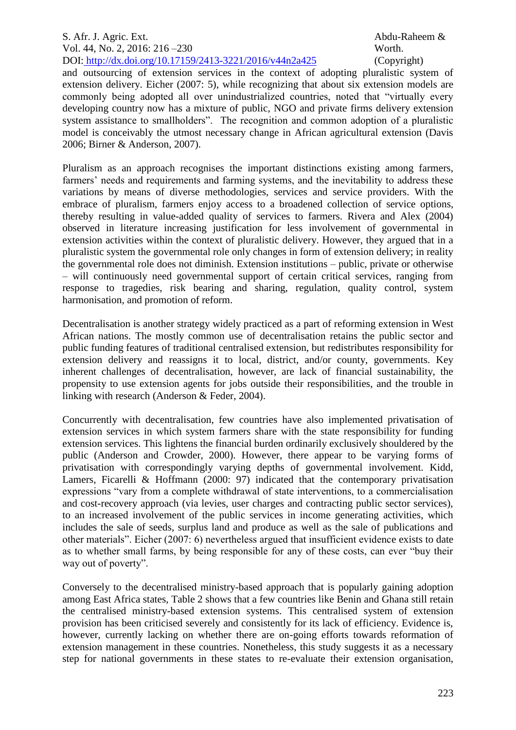and outsourcing of extension services in the context of adopting pluralistic system of extension delivery. Eicher (2007: 5), while recognizing that about six extension models are commonly being adopted all over unindustrialized countries, noted that "virtually every developing country now has a mixture of public, NGO and private firms delivery extension system assistance to smallholders". The recognition and common adoption of a pluralistic model is conceivably the utmost necessary change in African agricultural extension (Davis 2006; Birner & Anderson, 2007).

Pluralism as an approach recognises the important distinctions existing among farmers, farmers' needs and requirements and farming systems, and the inevitability to address these variations by means of diverse methodologies, services and service providers. With the embrace of pluralism, farmers enjoy access to a broadened collection of service options, thereby resulting in value-added quality of services to farmers. Rivera and Alex (2004) observed in literature increasing justification for less involvement of governmental in extension activities within the context of pluralistic delivery. However, they argued that in a pluralistic system the governmental role only changes in form of extension delivery; in reality the governmental role does not diminish. Extension institutions – public, private or otherwise – will continuously need governmental support of certain critical services, ranging from response to tragedies, risk bearing and sharing, regulation, quality control, system harmonisation, and promotion of reform.

Decentralisation is another strategy widely practiced as a part of reforming extension in West African nations. The mostly common use of decentralisation retains the public sector and public funding features of traditional centralised extension, but redistributes responsibility for extension delivery and reassigns it to local, district, and/or county, governments. Key inherent challenges of decentralisation, however, are lack of financial sustainability, the propensity to use extension agents for jobs outside their responsibilities, and the trouble in linking with research (Anderson & Feder, 2004).

Concurrently with decentralisation, few countries have also implemented privatisation of extension services in which system farmers share with the state responsibility for funding extension services. This lightens the financial burden ordinarily exclusively shouldered by the public (Anderson and Crowder, 2000). However, there appear to be varying forms of privatisation with correspondingly varying depths of governmental involvement. Kidd, Lamers, Ficarelli & Hoffmann (2000: 97) indicated that the contemporary privatisation expressions "vary from a complete withdrawal of state interventions, to a commercialisation and cost-recovery approach (via levies, user charges and contracting public sector services), to an increased involvement of the public services in income generating activities, which includes the sale of seeds, surplus land and produce as well as the sale of publications and other materials". Eicher (2007: 6) nevertheless argued that insufficient evidence exists to date as to whether small farms, by being responsible for any of these costs, can ever "buy their way out of poverty".

Conversely to the decentralised ministry-based approach that is popularly gaining adoption among East Africa states, Table 2 shows that a few countries like Benin and Ghana still retain the centralised ministry-based extension systems. This centralised system of extension provision has been criticised severely and consistently for its lack of efficiency. Evidence is, however, currently lacking on whether there are on-going efforts towards reformation of extension management in these countries. Nonetheless, this study suggests it as a necessary step for national governments in these states to re-evaluate their extension organisation,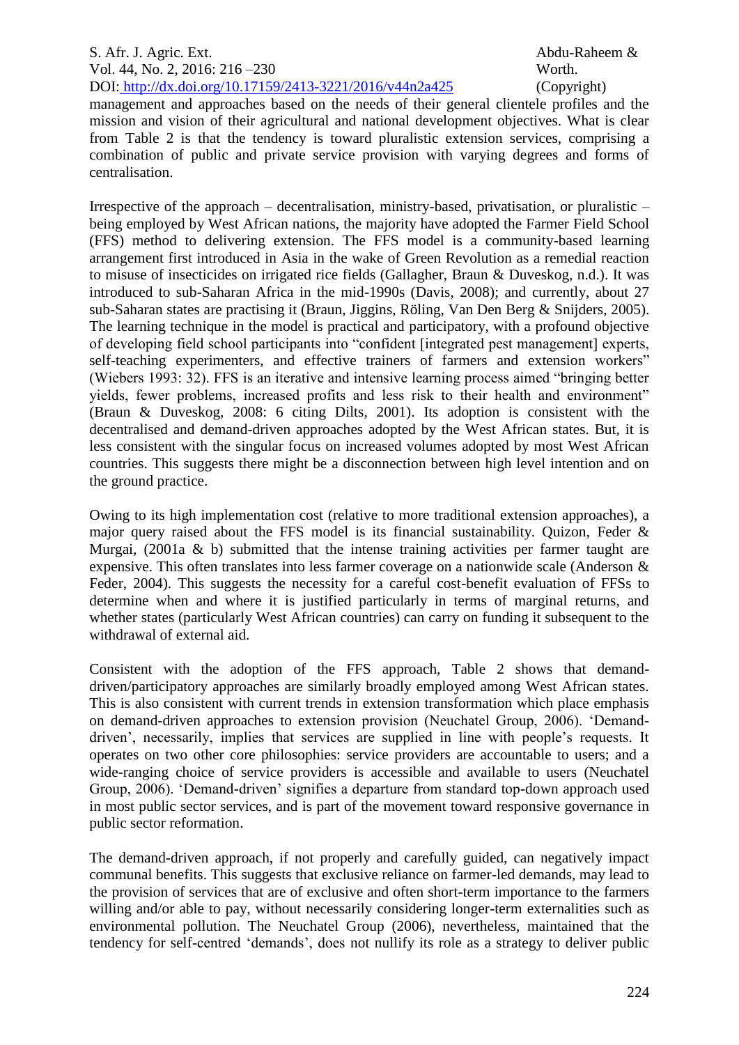management and approaches based on the needs of their general clientele profiles and the mission and vision of their agricultural and national development objectives. What is clear from Table 2 is that the tendency is toward pluralistic extension services, comprising a combination of public and private service provision with varying degrees and forms of centralisation.

Irrespective of the approach – decentralisation, ministry-based, privatisation, or pluralistic – being employed by West African nations, the majority have adopted the Farmer Field School (FFS) method to delivering extension. The FFS model is a community-based learning arrangement first introduced in Asia in the wake of Green Revolution as a remedial reaction to misuse of insecticides on irrigated rice fields (Gallagher, Braun & Duveskog, n.d.). It was introduced to sub-Saharan Africa in the mid-1990s (Davis, 2008); and currently, about 27 sub-Saharan states are practising it (Braun, Jiggins, Röling, Van Den Berg & Snijders, 2005). The learning technique in the model is practical and participatory, with a profound objective of developing field school participants into "confident [integrated pest management] experts, self-teaching experimenters, and effective trainers of farmers and extension workers" (Wiebers 1993: 32). FFS is an iterative and intensive learning process aimed "bringing better yields, fewer problems, increased profits and less risk to their health and environment" (Braun & Duveskog, 2008: 6 citing Dilts, 2001). Its adoption is consistent with the decentralised and demand-driven approaches adopted by the West African states. But, it is less consistent with the singular focus on increased volumes adopted by most West African countries. This suggests there might be a disconnection between high level intention and on the ground practice.

Owing to its high implementation cost (relative to more traditional extension approaches), a major query raised about the FFS model is its financial sustainability. Quizon, Feder & Murgai, (2001a & b) submitted that the intense training activities per farmer taught are expensive. This often translates into less farmer coverage on a nationwide scale (Anderson & Feder, 2004). This suggests the necessity for a careful cost-benefit evaluation of FFSs to determine when and where it is justified particularly in terms of marginal returns, and whether states (particularly West African countries) can carry on funding it subsequent to the withdrawal of external aid.

Consistent with the adoption of the FFS approach, Table 2 shows that demand-driven/participatory approaches are similarly broadly employed among West African states. This is also consistent with current trends in extension transformation which place emphasis on demand-driven approaches to extension provision (Neuchatel Group, 2006). 'Demand-driven', necessarily, implies that services are supplied in line with people's requests. It operates on two other core philosophies: service providers are accountable to users; and a wide-ranging choice of service providers is accessible and available to users (Neuchatel Group, 2006). 'Demand-driven' signifies a departure from standard top-down approach used in most public sector services, and is part of the movement toward responsive governance in public sector reformation.

The demand-driven approach, if not properly and carefully guided, can negatively impact communal benefits. This suggests that exclusive reliance on farmer-led demands, may lead to the provision of services that are of exclusive and often short-term importance to the farmers willing and/or able to pay, without necessarily considering longer-term externalities such as environmental pollution. The Neuchatel Group (2006), nevertheless, maintained that the tendency for self-centred 'demands', does not nullify its role as a strategy to deliver public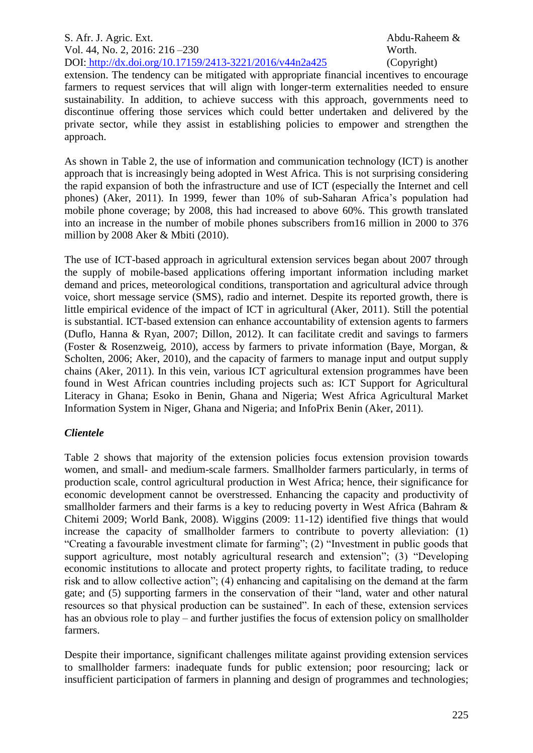extension. The tendency can be mitigated with appropriate financial incentives to encourage farmers to request services that will align with longer-term externalities needed to ensure sustainability. In addition, to achieve success with this approach, governments need to discontinue offering those services which could better undertaken and delivered by the private sector, while they assist in establishing policies to empower and strengthen the approach.

As shown in Table 2, the use of information and communication technology (ICT) is another approach that is increasingly being adopted in West Africa. This is not surprising considering the rapid expansion of both the infrastructure and use of ICT (especially the Internet and cell phones) (Aker, 2011). In 1999, fewer than 10% of sub-Saharan Africa's population had mobile phone coverage; by 2008, this had increased to above 60%. This growth translated into an increase in the number of mobile phones subscribers from16 million in 2000 to 376 million by 2008 Aker & Mbiti (2010).

The use of ICT-based approach in agricultural extension services began about 2007 through the supply of mobile-based applications offering important information including market demand and prices, meteorological conditions, transportation and agricultural advice through voice, short message service (SMS), radio and internet. Despite its reported growth, there is little empirical evidence of the impact of ICT in agricultural (Aker, 2011). Still the potential is substantial. ICT-based extension can enhance accountability of extension agents to farmers (Duflo, Hanna & Ryan, 2007; Dillon, 2012). It can facilitate credit and savings to farmers (Foster & Rosenzweig, 2010), access by farmers to private information (Baye, Morgan, & Scholten, 2006; Aker, 2010), and the capacity of farmers to manage input and output supply chains (Aker, 2011). In this vein, various ICT agricultural extension programmes have been found in West African countries including projects such as: ICT Support for Agricultural Literacy in Ghana; Esoko in Benin, Ghana and Nigeria; West Africa Agricultural Market Information System in Niger, Ghana and Nigeria; and InfoPrix Benin (Aker, 2011).

### *Clientele*

Table 2 shows that majority of the extension policies focus extension provision towards women, and small- and medium-scale farmers. Smallholder farmers particularly, in terms of production scale, control agricultural production in West Africa; hence, their significance for economic development cannot be overstressed. Enhancing the capacity and productivity of smallholder farmers and their farms is a key to reducing poverty in West Africa (Bahram & Chitemi 2009; World Bank, 2008). Wiggins (2009: 11-12) identified five things that would increase the capacity of smallholder farmers to contribute to poverty alleviation: (1) "Creating a favourable investment climate for farming"; (2) "Investment in public goods that support agriculture, most notably agricultural research and extension"; (3) "Developing economic institutions to allocate and protect property rights, to facilitate trading, to reduce risk and to allow collective action"; (4) enhancing and capitalising on the demand at the farm gate; and (5) supporting farmers in the conservation of their "land, water and other natural resources so that physical production can be sustained". In each of these, extension services has an obvious role to play – and further justifies the focus of extension policy on smallholder farmers.

Despite their importance, significant challenges militate against providing extension services to smallholder farmers: inadequate funds for public extension; poor resourcing; lack or insufficient participation of farmers in planning and design of programmes and technologies;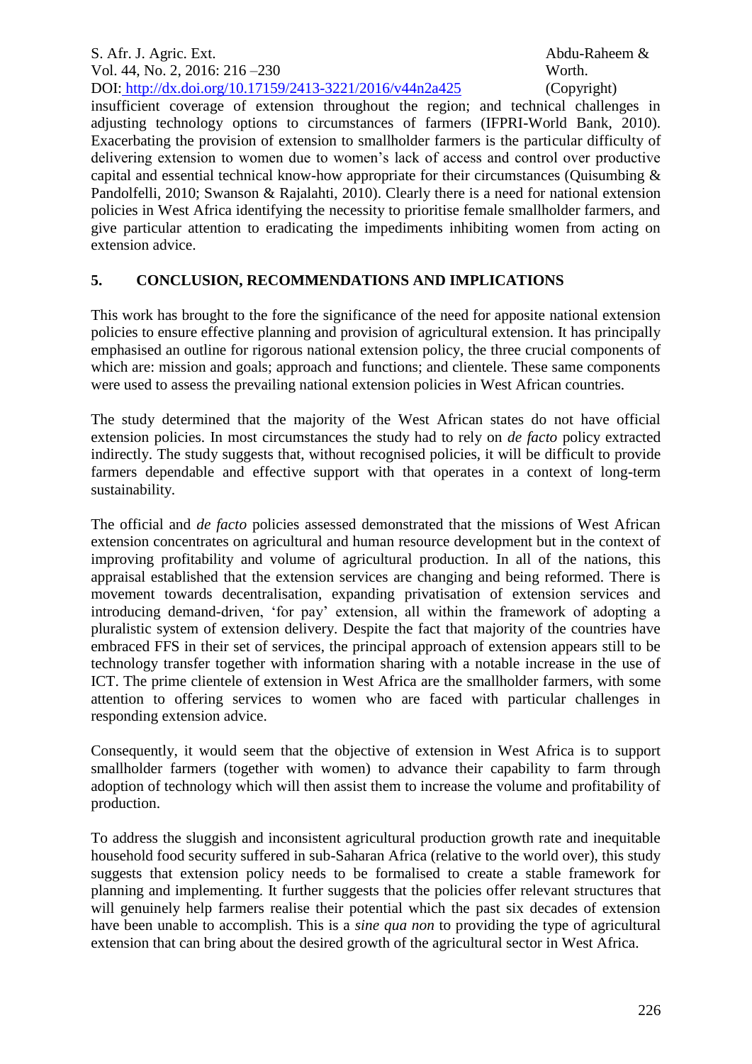insufficient coverage of extension throughout the region; and technical challenges in adjusting technology options to circumstances of farmers (IFPRI-World Bank, 2010). Exacerbating the provision of extension to smallholder farmers is the particular difficulty of delivering extension to women due to women's lack of access and control over productive capital and essential technical know-how appropriate for their circumstances (Quisumbing & Pandolfelli, 2010; Swanson & Rajalahti, 2010). Clearly there is a need for national extension policies in West Africa identifying the necessity to prioritise female smallholder farmers, and give particular attention to eradicating the impediments inhibiting women from acting on extension advice.

## 5. CONCLUSION, RECOMMENDATIONS AND IMPLICATIONS

This work has brought to the fore the significance of the need for apposite national extension policies to ensure effective planning and provision of agricultural extension. It has principally emphasised an outline for rigorous national extension policy, the three crucial components of which are: mission and goals; approach and functions; and clientele. These same components were used to assess the prevailing national extension policies in West African countries.

The study determined that the majority of the West African states do not have official extension policies. In most circumstances the study had to rely on *de facto* policy extracted indirectly. The study suggests that, without recognised policies, it will be difficult to provide farmers dependable and effective support with that operates in a context of long-term sustainability.

The official and *de facto* policies assessed demonstrated that the missions of West African extension concentrates on agricultural and human resource development but in the context of improving profitability and volume of agricultural production. In all of the nations, this appraisal established that the extension services are changing and being reformed. There is movement towards decentralisation, expanding privatisation of extension services and introducing demand-driven, 'for pay' extension, all within the framework of adopting a pluralistic system of extension delivery. Despite the fact that majority of the countries have embraced FFS in their set of services, the principal approach of extension appears still to be technology transfer together with information sharing with a notable increase in the use of ICT. The prime clientele of extension in West Africa are the smallholder farmers, with some attention to offering services to women who are faced with particular challenges in responding extension advice.

Consequently, it would seem that the objective of extension in West Africa is to support smallholder farmers (together with women) to advance their capability to farm through adoption of technology which will then assist them to increase the volume and profitability of production.

To address the sluggish and inconsistent agricultural production growth rate and inequitable household food security suffered in sub-Saharan Africa (relative to the world over), this study suggests that extension policy needs to be formalised to create a stable framework for planning and implementing. It further suggests that the policies offer relevant structures that will genuinely help farmers realise their potential which the past six decades of extension have been unable to accomplish. This is a *sine qua non* to providing the type of agricultural extension that can bring about the desired growth of the agricultural sector in West Africa.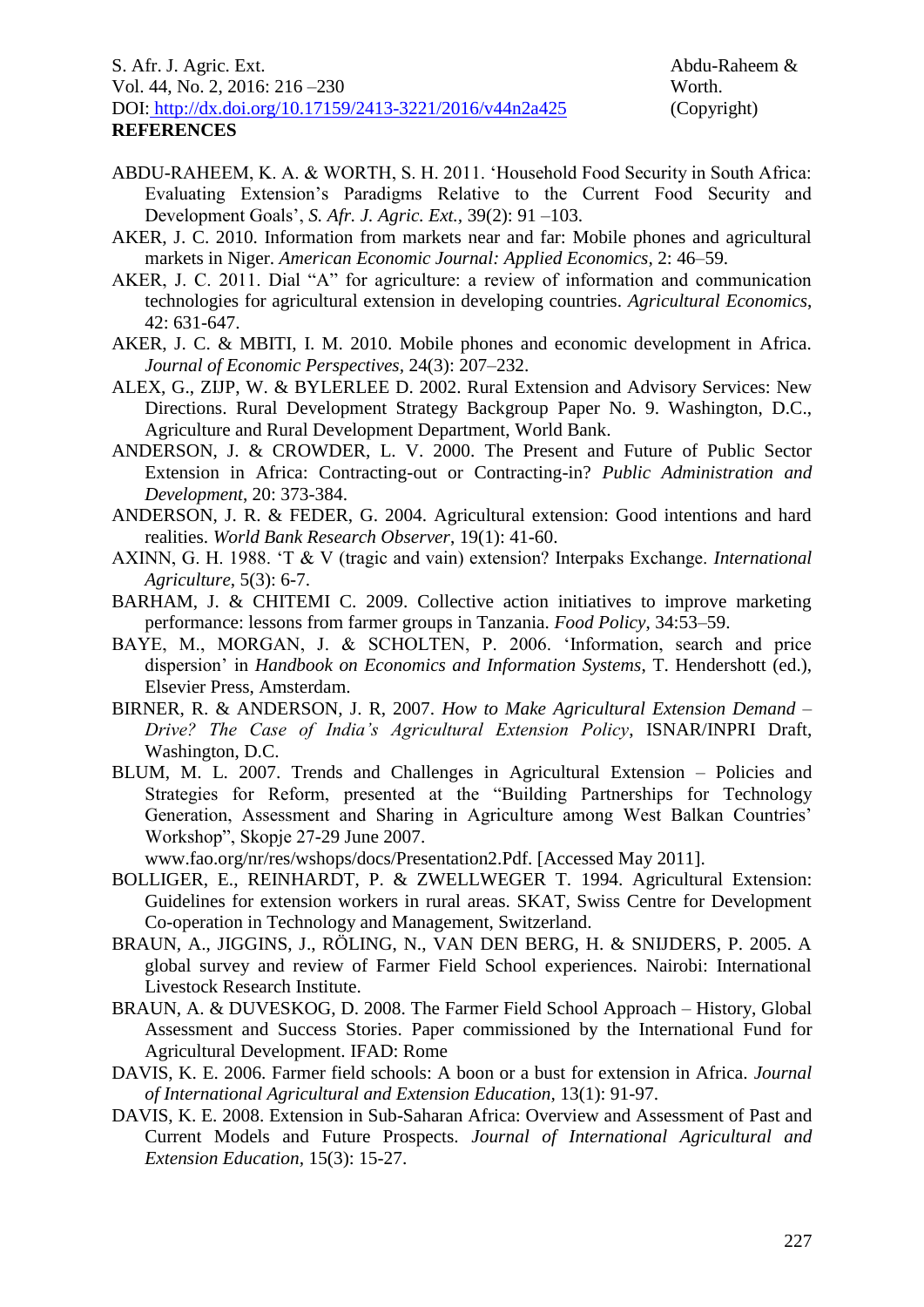**REFERENCES**

ABDU-RAHEEM, K. A. & WORTH, S. H. 2011. 'Household Food Security in South Africa: Evaluating Extension's Paradigms Relative to the Current Food Security and Development Goals', *S. Afr. J. Agric. Ext.,* 39(2): 91 –103.

AKER, J. C. 2010. Information from markets near and far: Mobile phones and agricultural markets in Niger. *American Economic Journal: Applied Economics,* 2: 46–59.

AKER, J. C. 2011. Dial "A" for agriculture: a review of information and communication technologies for agricultural extension in developing countries. *Agricultural Economics*, 42: 631-647.

AKER, J. C. & MBITI, I. M. 2010. Mobile phones and economic development in Africa. *Journal of Economic Perspectives*, 24(3): 207–232.

ALEX, G., ZIJP, W. & BYLERLEE D. 2002. Rural Extension and Advisory Services: New Directions. Rural Development Strategy Backgroup Paper No. 9. Washington, D.C., Agriculture and Rural Development Department, World Bank.

ANDERSON, J. & CROWDER, L. V. 2000. The Present and Future of Public Sector Extension in Africa: Contracting-out or Contracting-in? *Public Administration and Development*, 20: 373-384.

ANDERSON, J. R. & FEDER, G. 2004. Agricultural extension: Good intentions and hard realities. *World Bank Research Observer*, 19(1): 41-60.

AXINN, G. H. 1988. 'T & V (tragic and vain) extension? Interpaks Exchange. *International Agriculture*, 5(3): 6-7.

BARHAM, J. & CHITEMI C. 2009. Collective action initiatives to improve marketing performance: lessons from farmer groups in Tanzania. *Food Policy*, 34:53–59.

BAYE, M., MORGAN, J. & SCHOLTEN, P. 2006. 'Information, search and price dispersion' in *Handbook on Economics and Information Systems*, T. Hendershott (ed.), Elsevier Press, Amsterdam.

BIRNER, R. & ANDERSON, J. R, 2007. *How to Make Agricultural Extension Demand – Drive? The Case of India's Agricultural Extension Policy*, ISNAR/INPRI Draft, Washington, D.C.

BLUM, M. L. 2007. Trends and Challenges in Agricultural Extension – Policies and Strategies for Reform, presented at the "Building Partnerships for Technology Generation, Assessment and Sharing in Agriculture among West Balkan Countries' Workshop", Skopje 27-29 June 2007. www.fao.org/nr/res/wshops/docs/Presentation2.Pdf. [Accessed May 2011].

BOLLIGER, E., REINHARDT, P. & ZWELLWEGER T. 1994. Agricultural Extension: Guidelines for extension workers in rural areas. SKAT, Swiss Centre for Development Co-operation in Technology and Management, Switzerland.

BRAUN, A., JIGGINS, J., RÖLING, N., VAN DEN BERG, H. & SNIJDERS, P. 2005. A global survey and review of Farmer Field School experiences. Nairobi: International Livestock Research Institute.

BRAUN, A. & DUVESKOG, D. 2008. The Farmer Field School Approach – History, Global Assessment and Success Stories. Paper commissioned by the International Fund for Agricultural Development. IFAD: Rome

DAVIS, K. E. 2006. Farmer field schools: A boon or a bust for extension in Africa. *Journal of International Agricultural and Extension Education,* 13(1): 91-97.

DAVIS, K. E. 2008. Extension in Sub-Saharan Africa: Overview and Assessment of Past and Current Models and Future Prospects. *Journal of International Agricultural and Extension Education*, 15(3): 15-27.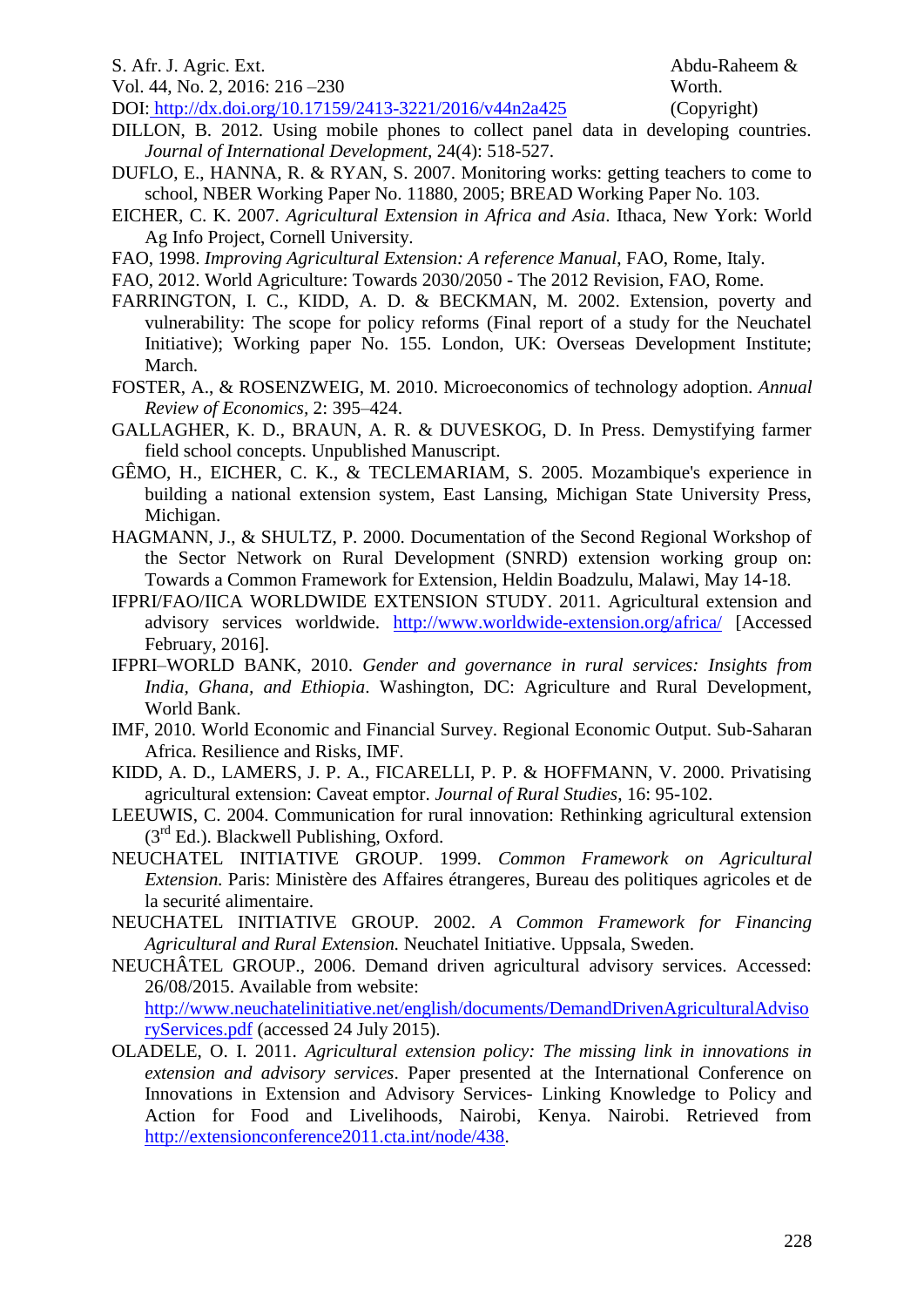DILLON, B. 2012. Using mobile phones to collect panel data in developing countries. *Journal of International Development,* 24(4): 518-527.

DUFLO, E., HANNA, R. & RYAN, S. 2007. Monitoring works: getting teachers to come to school, NBER Working Paper No. 11880, 2005; BREAD Working Paper No. 103.

EICHER, C. K. 2007. *Agricultural Extension in Africa and Asia*. Ithaca, New York: World Ag Info Project, Cornell University.

FAO, 1998. *Improving Agricultural Extension: A reference Manual*, FAO, Rome, Italy.

FAO, 2012. World Agriculture: Towards 2030/2050 - The 2012 Revision, FAO, Rome.

FARRINGTON, I. C., KIDD, A. D. & BECKMAN, M. 2002. Extension, poverty and vulnerability: The scope for policy reforms (Final report of a study for the Neuchatel Initiative); Working paper No. 155. London, UK: Overseas Development Institute; March.

FOSTER, A., & ROSENZWEIG, M. 2010. Microeconomics of technology adoption. *Annual Review of Economics,* 2: 395–424.

GALLAGHER, K. D., BRAUN, A. R. & DUVESKOG, D. In Press. Demystifying farmer field school concepts. Unpublished Manuscript.

GÊMO, H., EICHER, C. K., & TECLEMARIAM, S. 2005. Mozambique's experience in building a national extension system, East Lansing, Michigan State University Press, Michigan.

HAGMANN, J., & SHULTZ, P. 2000. Documentation of the Second Regional Workshop of the Sector Network on Rural Development (SNRD) extension working group on: Towards a Common Framework for Extension, Heldin Boadzulu, Malawi, May 14-18.

IFPRI/FAO/IICA WORLDWIDE EXTENSION STUDY. 2011. Agricultural extension and advisory services worldwide. http://www.worldwide-extension.org/africa/ [Accessed February, 2016].

IFPRI–WORLD BANK, 2010. *Gender and governance in rural services: Insights from India, Ghana, and Ethiopia*. Washington, DC: Agriculture and Rural Development, World Bank.

IMF, 2010. World Economic and Financial Survey. Regional Economic Output. Sub-Saharan Africa. Resilience and Risks, IMF.

KIDD, A. D., LAMERS, J. P. A., FICARELLI, P. P. & HOFFMANN, V. 2000. Privatising agricultural extension: Caveat emptor. *Journal of Rural Studies*, 16: 95-102.

LEEUWIS, C. 2004. Communication for rural innovation: Rethinking agricultural extension (3rd Ed.). Blackwell Publishing, Oxford.

NEUCHATEL INITIATIVE GROUP. 1999. *Common Framework on Agricultural Extension.* Paris: Ministère des Affaires étrangeres, Bureau des politiques agricoles et de la securité alimentaire.

NEUCHATEL INITIATIVE GROUP. 2002. *A Common Framework for Financing Agricultural and Rural Extension.* Neuchatel Initiative. Uppsala, Sweden.

NEUCHÂTEL GROUP., 2006. Demand driven agricultural advisory services. Accessed: 26/08/2015. Available from website: http://www.neuchatelinitiative.net/english/documents/DemandDrivenAgriculturalAdvisoryServices.pdf (accessed 24 July 2015).

OLADELE, O. I. 2011. *Agricultural extension policy: The missing link in innovations in extension and advisory services*. Paper presented at the International Conference on Innovations in Extension and Advisory Services- Linking Knowledge to Policy and Action for Food and Livelihoods, Nairobi, Kenya. Nairobi. Retrieved from http://extensionconference2011.cta.int/node/438.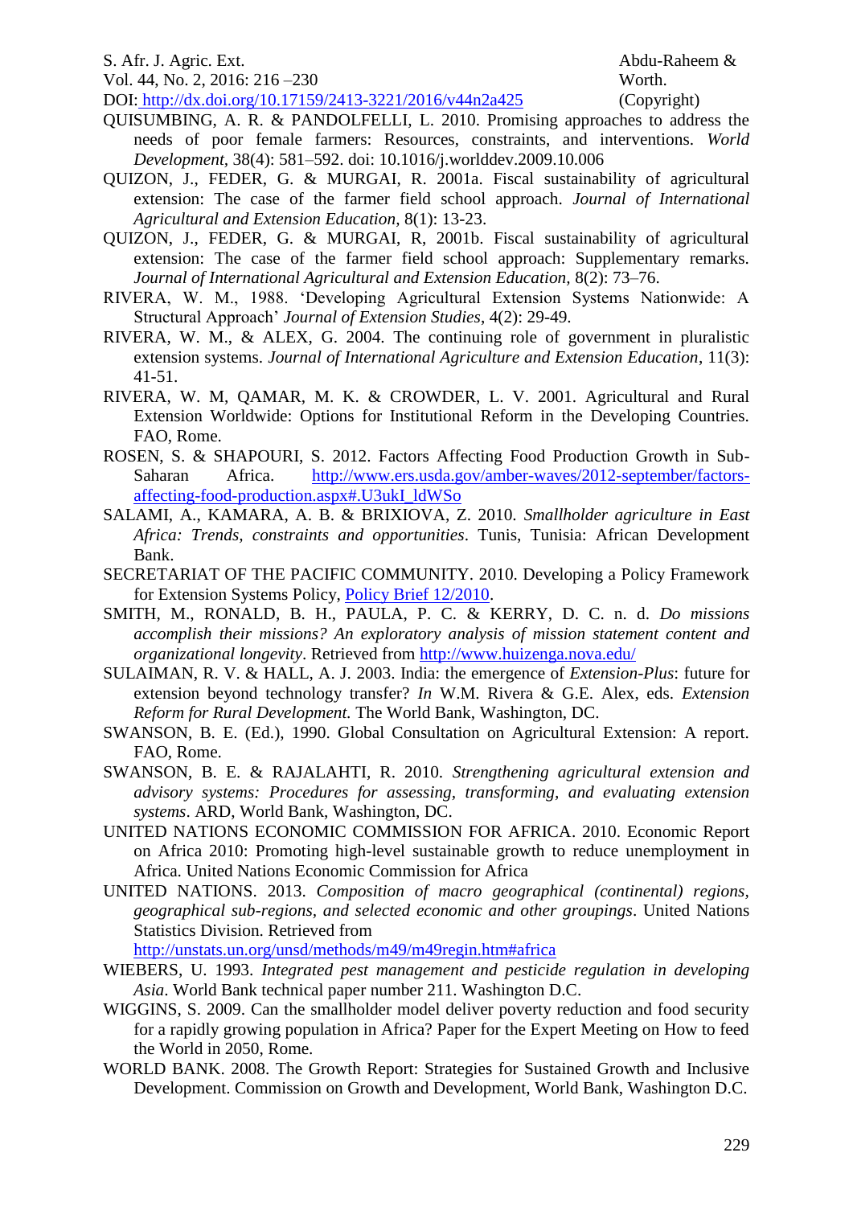QUISUMBING, A. R. & PANDOLFELLI, L. 2010. Promising approaches to address the needs of poor female farmers: Resources, constraints, and interventions. *World Development*, 38(4): 581–592. doi: 10.1016/j.worlddev.2009.10.006

QUIZON, J., FEDER, G. & MURGAI, R. 2001a. Fiscal sustainability of agricultural extension: The case of the farmer field school approach. *Journal of International Agricultural and Extension Education*, 8(1): 13-23.

QUIZON, J., FEDER, G. & MURGAI, R, 2001b. Fiscal sustainability of agricultural extension: The case of the farmer field school approach: Supplementary remarks. *Journal of International Agricultural and Extension Education,* 8(2): 73–76.

RIVERA, W. M., 1988. 'Developing Agricultural Extension Systems Nationwide: A Structural Approach' *Journal of Extension Studies*, 4(2): 29-49.

RIVERA, W. M., & ALEX, G. 2004. The continuing role of government in pluralistic extension systems. *Journal of International Agriculture and Extension Education*, 11(3): 41-51.

RIVERA, W. M, QAMAR, M. K. & CROWDER, L. V. 2001. Agricultural and Rural Extension Worldwide: Options for Institutional Reform in the Developing Countries. FAO, Rome.

ROSEN, S. & SHAPOURI, S. 2012. Factors Affecting Food Production Growth in Sub-Saharan Africa. http://www.ers.usda.gov/amber-waves/2012-september/factors-affecting-food-production.aspx#.U3ukI_ldWSo

SALAMI, A., KAMARA, A. B. & BRIXIOVA, Z. 2010. *Smallholder agriculture in East Africa: Trends, constraints and opportunities*. Tunis, Tunisia: African Development Bank.

SECRETARIAT OF THE PACIFIC COMMUNITY. 2010. Developing a Policy Framework for Extension Systems Policy, Policy Brief 12/2010.

SMITH, M., RONALD, B. H., PAULA, P. C. & KERRY, D. C. n. d. *Do missions accomplish their missions? An exploratory analysis of mission statement content and organizational longevity*. Retrieved from http://www.huizenga.nova.edu/

SULAIMAN, R. V. & HALL, A. J. 2003. India: the emergence of *Extension-Plus*: future for extension beyond technology transfer? *In* W.M. Rivera & G.E. Alex, eds. *Extension Reform for Rural Development.* The World Bank, Washington, DC.

SWANSON, B. E. (Ed.), 1990. Global Consultation on Agricultural Extension: A report. FAO, Rome.

SWANSON, B. E. & RAJALAHTI, R. 2010. *Strengthening agricultural extension and advisory systems: Procedures for assessing, transforming, and evaluating extension systems*. ARD, World Bank, Washington, DC.

UNITED NATIONS ECONOMIC COMMISSION FOR AFRICA. 2010. Economic Report on Africa 2010: Promoting high-level sustainable growth to reduce unemployment in Africa. United Nations Economic Commission for Africa

UNITED NATIONS. 2013. *Composition of macro geographical (continental) regions, geographical sub-regions, and selected economic and other groupings*. United Nations Statistics Division. Retrieved from http://unstats.un.org/unsd/methods/m49/m49regin.htm#africa

WIEBERS, U. 1993. *Integrated pest management and pesticide regulation in developing Asia*. World Bank technical paper number 211. Washington D.C.

WIGGINS, S. 2009. Can the smallholder model deliver poverty reduction and food security for a rapidly growing population in Africa? Paper for the Expert Meeting on How to feed the World in 2050, Rome.

WORLD BANK. 2008. The Growth Report: Strategies for Sustained Growth and Inclusive Development. Commission on Growth and Development, World Bank, Washington D.C.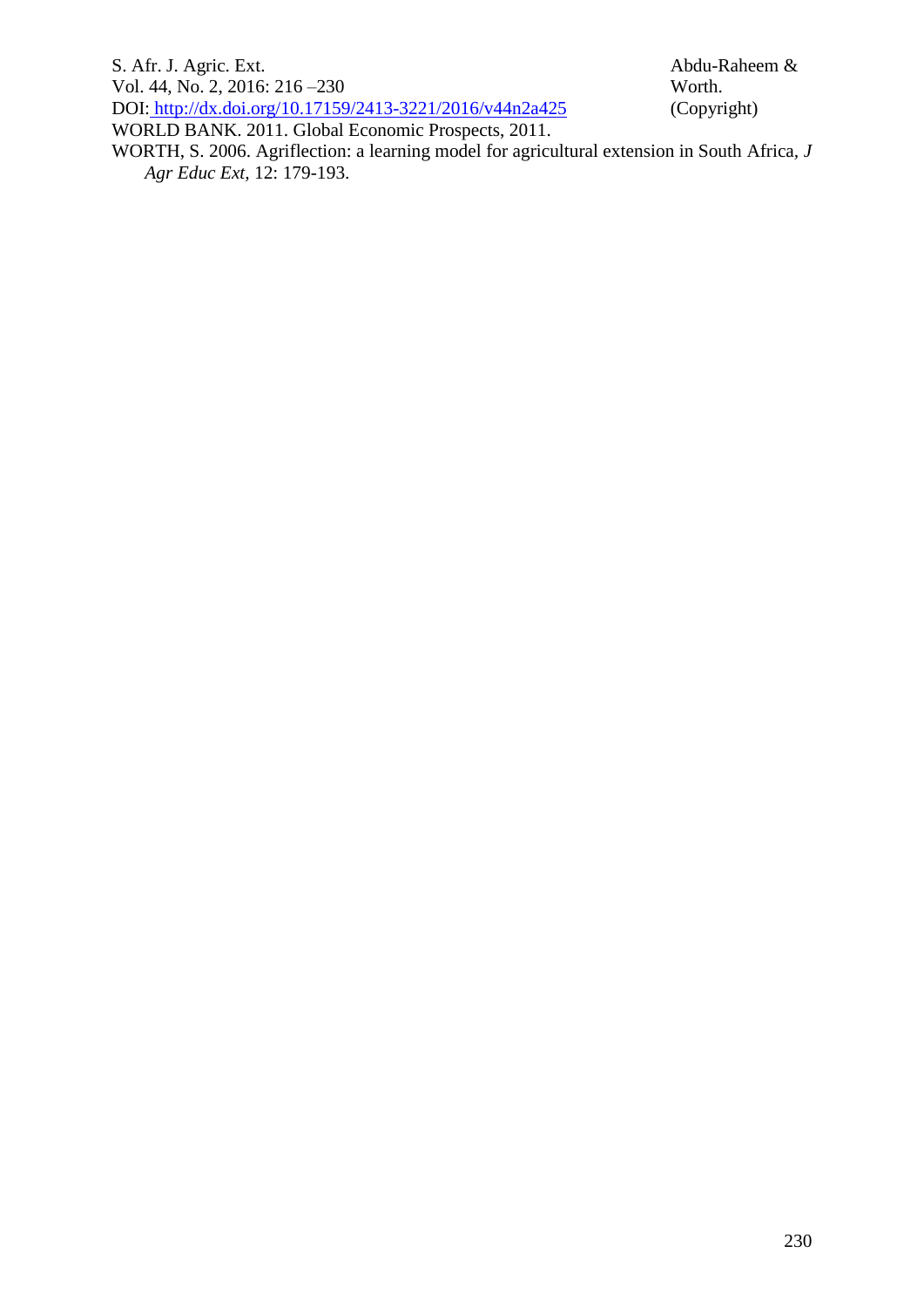WORLD BANK. 2011. Global Economic Prospects, 2011.

WORTH, S. 2006. Agriflection: a learning model for agricultural extension in South Africa, *J Agr Educ Ext*, 12: 179-193.